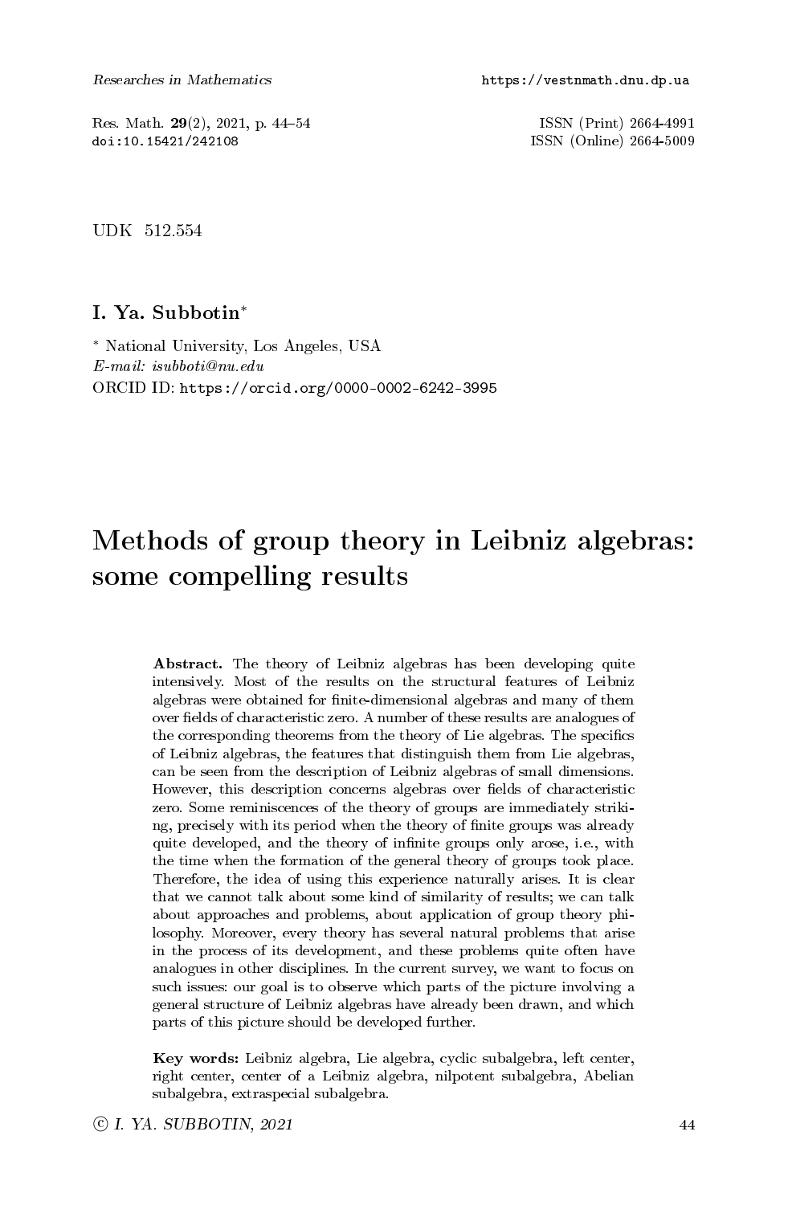UDK 512.554

**I. Ya. Subbotin***

* National University, Los Angeles, USA
*E-mail: isubboti@nu.edu*
ORCID ID: https://orcid.org/0000-0002-6242-3995

# Methods of group theory in Leibniz algebras: some compelling results

**Abstract.** The theory of Leibniz algebras has been developing quite intensively. Most of the results on the structural features of Leibniz algebras were obtained for finite-dimensional algebras and many of them over fields of characteristic zero. A number of these results are analogues of the corresponding theorems from the theory of Lie algebras. The specifics of Leibniz algebras, the features that distinguish them from Lie algebras, can be seen from the description of Leibniz algebras of small dimensions. However, this description concerns algebras over fields of characteristic zero. Some reminiscences of the theory of groups are immediately striking, precisely with its period when the theory of finite groups was already quite developed, and the theory of infinite groups only arose, i.e., with the time when the formation of the general theory of groups took place. Therefore, the idea of using this experience naturally arises. It is clear that we cannot talk about some kind of similarity of results; we can talk about approaches and problems, about application of group theory philosophy. Moreover, every theory has several natural problems that arise in the process of its development, and these problems quite often have analogues in other disciplines. In the current survey, we want to focus on such issues: our goal is to observe which parts of the picture involving a general structure of Leibniz algebras have already been drawn, and which parts of this picture should be developed further.

**Key words:** Leibniz algebra, Lie algebra, cyclic subalgebra, left center, right center, center of a Leibniz algebra, nilpotent subalgebra, Abelian subalgebra, extraspecial subalgebra.

© I. YA. SUBBOTIN, 2021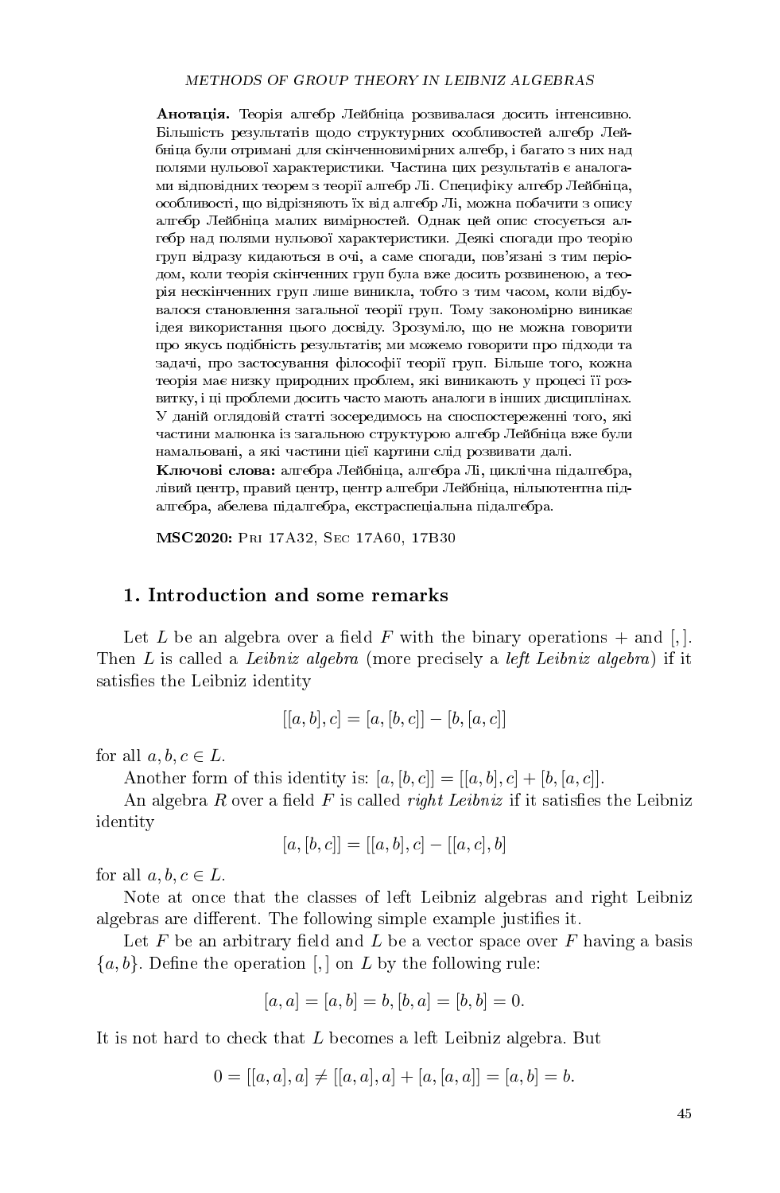**Анотація.** Теорія алгебр Лейбніца розвивалася досить інтенсивно. Більшість результатів щодо структурних особливостей алгебр Лейбніца були отримані для скінченновимірних алгебр, і багато з них над полями нульової характеристики. Частина цих результатів є аналогами відповідних теорем з теорії алгебр Лі. Специфіку алгебр Лейбніца, особливості, що відрізняють їх від алгебр Лі, можна побачити з опису алгебр Лейбніца малих вимірностей. Однак цей опис стосується алгебр над полями нульової характеристики. Деякі спогади про теорію груп відразу кидаються в очі, а саме спогади, пов'язані з тим періодом, коли теорія скінченних груп була вже досить розвиненою, а теорія нескінченних груп лише виникла, тобто з тим часом, коли відбувалося становлення загальної теорії груп. Тому закономірно виникає ідея використання цього досвіду. Зрозуміло, що не можна говорити про якусь подібність результатів; ми можемо говорити про підходи та задачі, про застосування філософії теорії груп. Більше того, кожна теорія має низку природних проблем, які виникають у процесі її розвитку, і ці проблеми досить часто мають аналоги в інших дисциплінах. У даній оглядовій статті зосередимось на спостереженні того, які частини малюнка із загальною структурою алгебр Лейбніца вже були намальовані, а які частини цієї картини слід розвивати далі.

**Ключові слова:** алгебра Лейбніца, алгебра Лі, циклічна підалгебра, лівий центр, правий центр, центр алгебри Лейбніца, нільпотентна підалгебра, абелева підалгебра, екстраспеціальна підалгебра.

**MSC2020:** Pri 17A32, Sec 17A60, 17B30

## 1. Introduction and some remarks

Let $L$ be an algebra over a field $F$ with the binary operations $+$ and $[,]$. Then $L$ is called a *Leibniz algebra* (more precisely a *left Leibniz algebra*) if it satisfies the Leibniz identity

$$[[a, b], c] = [a, [b, c]] - [b, [a, c]]$$

for all $a, b, c \in L$.

Another form of this identity is: $[a, [b, c]] = [[a, b], c] + [b, [a, c]]$.

An algebra $R$ over a field $F$ is called *right Leibniz* if it satisfies the Leibniz identity

$$[a, [b, c]] = [[a, b], c] - [[a, c], b]$$

for all $a, b, c \in L$.

Note at once that the classes of left Leibniz algebras and right Leibniz algebras are different. The following simple example justifies it.

Let $F$ be an arbitrary field and $L$ be a vector space over $F$ having a basis $\{a, b\}$. Define the operation $[,]$ on $L$ by the following rule:

$$[a, a] = [a, b] = b, [b, a] = [b, b] = 0.$$

It is not hard to check that $L$ becomes a left Leibniz algebra. But

$$0 = [[a, a], a] \neq [[a, a], a] + [a, [a, a]] = [a, b] = b.$$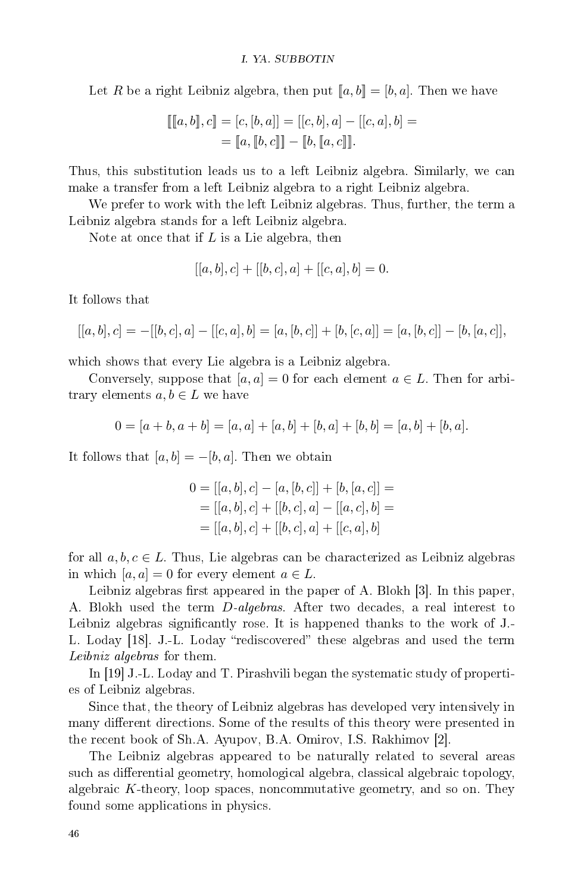Let $R$ be a right Leibniz algebra, then put $[\![a, b]\!] = [b, a]$. Then we have

$$
\begin{aligned}
[\![[\![a, b]\!], c]\!] = [c, [b, a]] = [[c, b], a] - [[c, a], b] = \\
= [\![a, [\![b, c]\!]]\!] - [\![b, [\![a, c]\!]]\!].
\end{aligned}
$$

Thus, this substitution leads us to a left Leibniz algebra. Similarly, we can make a transfer from a left Leibniz algebra to a right Leibniz algebra.

We prefer to work with the left Leibniz algebras. Thus, further, the term a Leibniz algebra stands for a left Leibniz algebra.

Note at once that if $L$ is a Lie algebra, then

$$
[[a, b], c] + [[b, c], a] + [[c, a], b] = 0.
$$

It follows that

$$
[[a, b], c] = -[[b, c], a] - [[c, a], b] = [a, [b, c]] + [b, [c, a]] = [a, [b, c]] - [b, [a, c]],
$$

which shows that every Lie algebra is a Leibniz algebra.

Conversely, suppose that $[a, a] = 0$ for each element $a \in L$. Then for arbitrary elements $a, b \in L$ we have

$$
0 = [a + b, a + b] = [a, a] + [a, b] + [b, a] + [b, b] = [a, b] + [b, a].
$$

It follows that $[a, b] = -[b, a]$. Then we obtain

$$
\begin{aligned}
0 &= [[a, b], c] - [a, [b, c]] + [b, [a, c]] = \\
&= [[a, b], c] + [[b, c], a] - [[a, c], b] = \\
&= [[a, b], c] + [[b, c], a] + [[c, a], b]
\end{aligned}
$$

for all $a, b, c \in L$. Thus, Lie algebras can be characterized as Leibniz algebras in which $[a, a] = 0$ for every element $a \in L$.

Leibniz algebras first appeared in the paper of A. Blokh [3]. In this paper, A. Blokh used the term *D-algebras*. After two decades, a real interest to Leibniz algebras significantly rose. It is happened thanks to the work of J.-L. Loday [18]. J.-L. Loday "rediscovered" these algebras and used the term *Leibniz algebras* for them.

In [19] J.-L. Loday and T. Pirashvili began the systematic study of properties of Leibniz algebras.

Since that, the theory of Leibniz algebras has developed very intensively in many different directions. Some of the results of this theory were presented in the recent book of Sh.A. Ayupov, B.A. Omirov, I.S. Rakhimov [2].

The Leibniz algebras appeared to be naturally related to several areas such as differential geometry, homological algebra, classical algebraic topology, algebraic $K$-theory, loop spaces, noncommutative geometry, and so on. They found some applications in physics.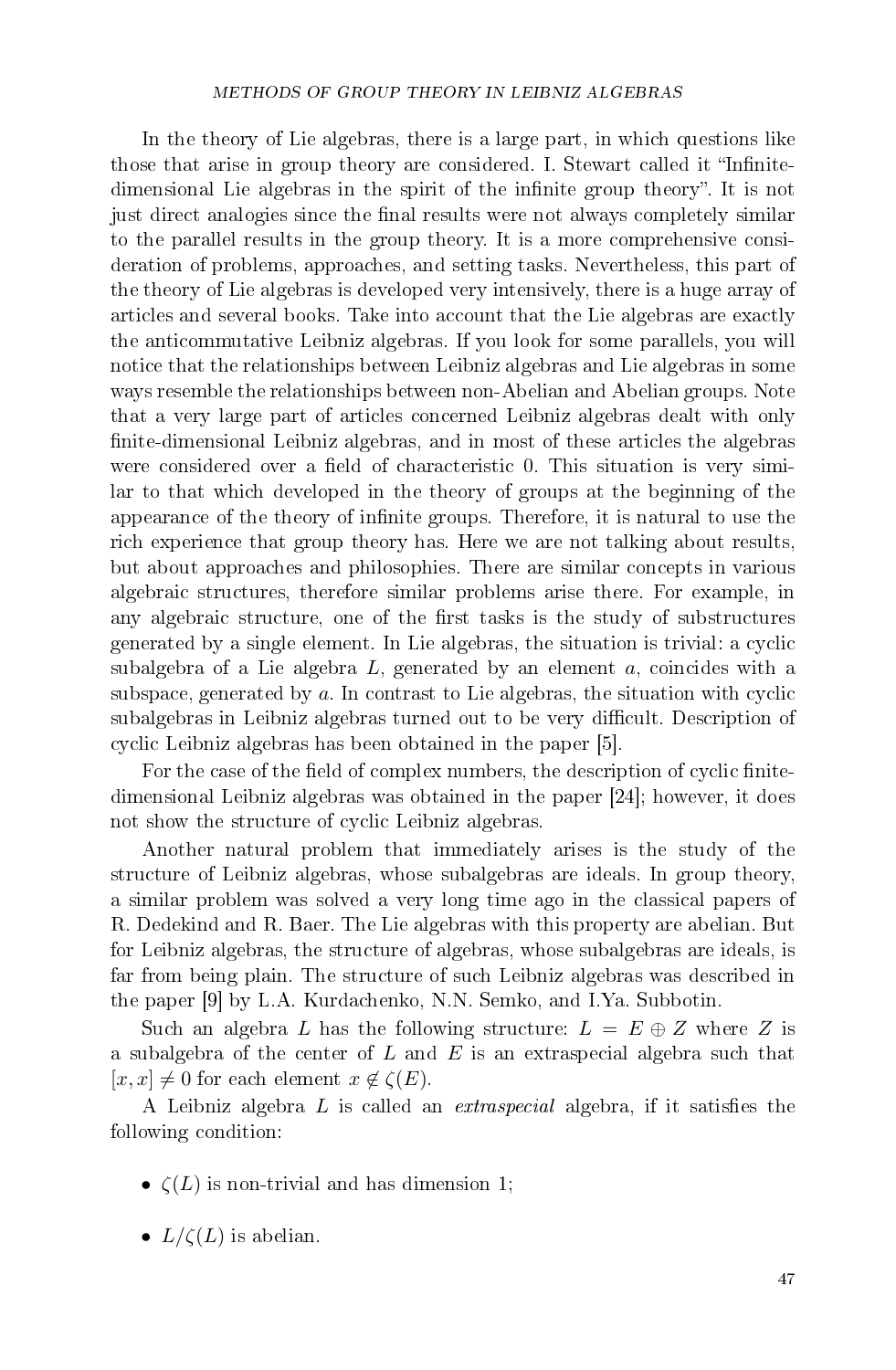In the theory of Lie algebras, there is a large part, in which questions like those that arise in group theory are considered. I. Stewart called it "Infinite-dimensional Lie algebras in the spirit of the infinite group theory". It is not just direct analogies since the final results were not always completely similar to the parallel results in the group theory. It is a more comprehensive consideration of problems, approaches, and setting tasks. Nevertheless, this part of the theory of Lie algebras is developed very intensively, there is a huge array of articles and several books. Take into account that the Lie algebras are exactly the anticommutative Leibniz algebras. If you look for some parallels, you will notice that the relationships between Leibniz algebras and Lie algebras in some ways resemble the relationships between non-Abelian and Abelian groups. Note that a very large part of articles concerned Leibniz algebras dealt with only finite-dimensional Leibniz algebras, and in most of these articles the algebras were considered over a field of characteristic 0. This situation is very similar to that which developed in the theory of groups at the beginning of the appearance of the theory of infinite groups. Therefore, it is natural to use the rich experience that group theory has. Here we are not talking about results, but about approaches and philosophies. There are similar concepts in various algebraic structures, therefore similar problems arise there. For example, in any algebraic structure, one of the first tasks is the study of substructures generated by a single element. In Lie algebras, the situation is trivial: a cyclic subalgebra of a Lie algebra $L$, generated by an element $a$, coincides with a subspace, generated by $a$. In contrast to Lie algebras, the situation with cyclic subalgebras in Leibniz algebras turned out to be very difficult. Description of cyclic Leibniz algebras has been obtained in the paper [5].

For the case of the field of complex numbers, the description of cyclic finite-dimensional Leibniz algebras was obtained in the paper [24]; however, it does not show the structure of cyclic Leibniz algebras.

Another natural problem that immediately arises is the study of the structure of Leibniz algebras, whose subalgebras are ideals. In group theory, a similar problem was solved a very long time ago in the classical papers of R. Dedekind and R. Baer. The Lie algebras with this property are abelian. But for Leibniz algebras, the structure of algebras, whose subalgebras are ideals, is far from being plain. The structure of such Leibniz algebras was described in the paper [9] by L.A. Kurdachenko, N.N. Semko, and I.Ya. Subbotin.

Such an algebra $L$ has the following structure: $L = E \oplus Z$ where $Z$ is a subalgebra of the center of $L$ and $E$ is an extraspecial algebra such that $[x, x] \neq 0$ for each element $x \notin \zeta(E)$.

A Leibniz algebra $L$ is called an *extraspecial* algebra, if it satisfies the following condition:

- $\zeta(L)$ is non-trivial and has dimension 1;
- $L/\zeta(L)$ is abelian.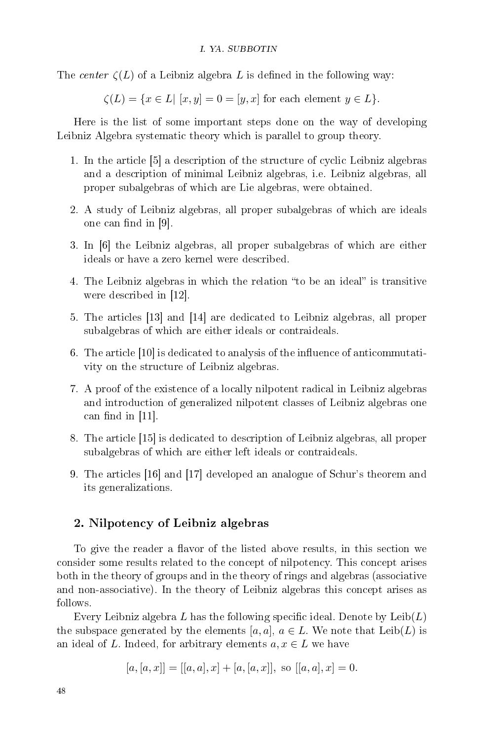The *center* $\zeta(L)$ of a Leibniz algebra $L$ is defined in the following way:

$$\zeta(L) = \{x \in L|\ [x, y] = 0 = [y, x] \text{ for each element } y \in L\}.$$

Here is the list of some important steps done on the way of developing Leibniz Algebra systematic theory which is parallel to group theory.

1. In the article [5] a description of the structure of cyclic Leibniz algebras and a description of minimal Leibniz algebras, i.e. Leibniz algebras, all proper subalgebras of which are Lie algebras, were obtained.
2. A study of Leibniz algebras, all proper subalgebras of which are ideals one can find in [9].
3. In [6] the Leibniz algebras, all proper subalgebras of which are either ideals or have a zero kernel were described.
4. The Leibniz algebras in which the relation "to be an ideal" is transitive were described in [12].
5. The articles [13] and [14] are dedicated to Leibniz algebras, all proper subalgebras of which are either ideals or contraideals.
6. The article [10] is dedicated to analysis of the influence of anticommutativity on the structure of Leibniz algebras.
7. A proof of the existence of a locally nilpotent radical in Leibniz algebras and introduction of generalized nilpotent classes of Leibniz algebras one can find in [11].
8. The article [15] is dedicated to description of Leibniz algebras, all proper subalgebras of which are either left ideals or contraideals.
9. The articles [16] and [17] developed an analogue of Schur's theorem and its generalizations.

## 2. Nilpotency of Leibniz algebras

To give the reader a flavor of the listed above results, in this section we consider some results related to the concept of nilpotency. This concept arises both in the theory of groups and in the theory of rings and algebras (associative and non-associative). In the theory of Leibniz algebras this concept arises as follows.

Every Leibniz algebra $L$ has the following specific ideal. Denote by $\mathrm{Leib}(L)$ the subspace generated by the elements $[a, a]$, $a \in L$. We note that $\mathrm{Leib}(L)$ is an ideal of $L$. Indeed, for arbitrary elements $a, x \in L$ we have

$$[a, [a, x]] = [[a, a], x] + [a, [a, x]], \text{ so } [[a, a], x] = 0.$$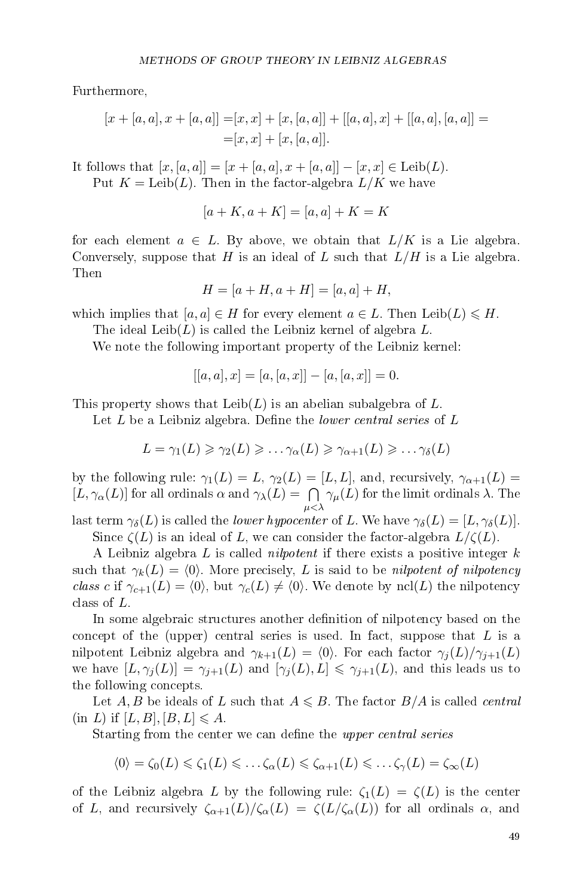Furthermore,

$$[x + [a, a], x + [a, a]] = [x, x] + [x, [a, a]] + [[a, a], x] + [[a, a], [a, a]] = \\ = [x, x] + [x, [a, a]].$$

It follows that $[x, [a, a]] = [x + [a, a], x + [a, a]] - [x, x] \in \mathrm{Leib}(L)$.

Put $K = \mathrm{Leib}(L)$. Then in the factor-algebra $L/K$ we have

$$[a + K, a + K] = [a, a] + K = K$$

for each element $a \in L$. By above, we obtain that $L/K$ is a Lie algebra. Conversely, suppose that $H$ is an ideal of $L$ such that $L/H$ is a Lie algebra. Then

$$H = [a + H, a + H] = [a, a] + H,$$

which implies that $[a, a] \in H$ for every element $a \in L$. Then $\mathrm{Leib}(L) \leqslant H$.

The ideal $\mathrm{Leib}(L)$ is called the Leibniz kernel of algebra $L$.

We note the following important property of the Leibniz kernel:

$$[[a, a], x] = [a, [a, x]] - [a, [a, x]] = 0.$$

This property shows that $\mathrm{Leib}(L)$ is an abelian subalgebra of $L$.

Let $L$ be a Leibniz algebra. Define the *lower central series* of $L$

$$L = \gamma_1(L) \geqslant \gamma_2(L) \geqslant \dots \gamma_\alpha(L) \geqslant \gamma_{\alpha+1}(L) \geqslant \dots \gamma_\delta(L)$$

by the following rule: $\gamma_1(L) = L$, $\gamma_2(L) = [L, L]$, and, recursively, $\gamma_{\alpha+1}(L) = [L, \gamma_\alpha(L)]$ for all ordinals $\alpha$ and $\gamma_\lambda(L) = \bigcap_{\mu < \lambda} \gamma_\mu(L)$ for the limit ordinals $\lambda$. The last term $\gamma_\delta(L)$ is called the *lower hypocenter* of $L$. We have $\gamma_\delta(L) = [L, \gamma_\delta(L)]$.

Since $\zeta(L)$ is an ideal of $L$, we can consider the factor-algebra $L/\zeta(L)$.

A Leibniz algebra $L$ is called *nilpotent* if there exists a positive integer $k$ such that $\gamma_k(L) = \langle 0 \rangle$. More precisely, $L$ is said to be *nilpotent of nilpotency class* $c$ if $\gamma_{c+1}(L) = \langle 0 \rangle$, but $\gamma_c(L) \neq \langle 0 \rangle$. We denote by $\mathrm{ncl}(L)$ the nilpotency class of $L$.

In some algebraic structures another definition of nilpotency based on the concept of the (upper) central series is used. In fact, suppose that $L$ is a nilpotent Leibniz algebra and $\gamma_{k+1}(L) = \langle 0 \rangle$. For each factor $\gamma_j(L)/\gamma_{j+1}(L)$ we have $[L, \gamma_j(L)] = \gamma_{j+1}(L)$ and $[\gamma_j(L), L] \leqslant \gamma_{j+1}(L)$, and this leads us to the following concepts.

Let $A, B$ be ideals of $L$ such that $A \leqslant B$. The factor $B/A$ is called *central* (in $L$) if $[L, B], [B, L] \leqslant A$.

Starting from the center we can define the *upper central series*

$$\langle 0 \rangle = \zeta_0(L) \leqslant \zeta_1(L) \leqslant \dots \zeta_\alpha(L) \leqslant \zeta_{\alpha+1}(L) \leqslant \dots \zeta_\gamma(L) = \zeta_\infty(L)$$

of the Leibniz algebra $L$ by the following rule: $\zeta_1(L) = \zeta(L)$ is the center of $L$, and recursively $\zeta_{\alpha+1}(L)/\zeta_\alpha(L) = \zeta(L/\zeta_\alpha(L))$ for all ordinals $\alpha$, and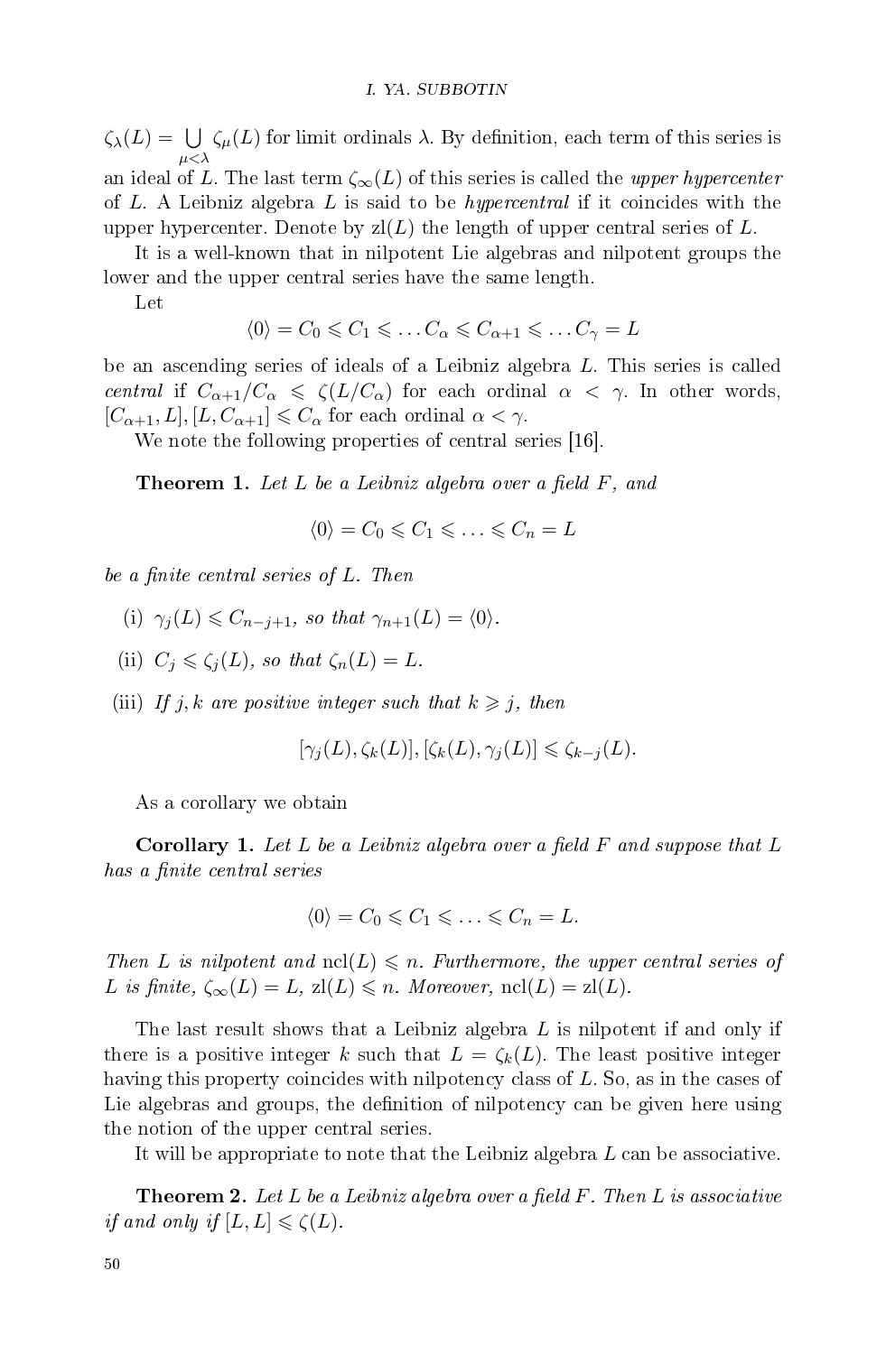$\zeta_\lambda(L) = \bigcup_{\mu<\lambda} \zeta_\mu(L)$ for limit ordinals $\lambda$. By definition, each term of this series is an ideal of $L$. The last term $\zeta_\infty(L)$ of this series is called the *upper hypercenter* of $L$. A Leibniz algebra $L$ is said to be *hypercentral* if it coincides with the upper hypercenter. Denote by $\mathrm{zl}(L)$ the length of upper central series of $L$.

It is a well-known that in nilpotent Lie algebras and nilpotent groups the lower and the upper central series have the same length.

Let

$$\langle 0\rangle = C_0 \leqslant C_1 \leqslant \ldots C_\alpha \leqslant C_{\alpha+1} \leqslant \ldots C_\gamma = L$$

be an ascending series of ideals of a Leibniz algebra $L$. This series is called *central* if $C_{\alpha+1}/C_\alpha \leqslant \zeta(L/C_\alpha)$ for each ordinal $\alpha < \gamma$. In other words, $[C_{\alpha+1}, L], [L, C_{\alpha+1}] \leqslant C_\alpha$ for each ordinal $\alpha < \gamma$.

We note the following properties of central series [16].

**Theorem 1.** *Let $L$ be a Leibniz algebra over a field $F$, and*

$$\langle 0\rangle = C_0 \leqslant C_1 \leqslant \ldots \leqslant C_n = L$$

*be a finite central series of $L$. Then*

(i) *$\gamma_j(L) \leqslant C_{n-j+1}$, so that $\gamma_{n+1}(L) = \langle 0\rangle$.*

(ii) *$C_j \leqslant \zeta_j(L)$, so that $\zeta_n(L) = L$.*

(iii) *If $j, k$ are positive integer such that $k \geqslant j$, then*

$$[\gamma_j(L), \zeta_k(L)], [\zeta_k(L), \gamma_j(L)] \leqslant \zeta_{k-j}(L).$$

As a corollary we obtain

**Corollary 1.** *Let $L$ be a Leibniz algebra over a field $F$ and suppose that $L$ has a finite central series*

$$\langle 0\rangle = C_0 \leqslant C_1 \leqslant \ldots \leqslant C_n = L.$$

*Then $L$ is nilpotent and $\mathrm{ncl}(L) \leqslant n$. Furthermore, the upper central series of $L$ is finite, $\zeta_\infty(L) = L$, $\mathrm{zl}(L) \leqslant n$. Moreover, $\mathrm{ncl}(L) = \mathrm{zl}(L)$.*

The last result shows that a Leibniz algebra $L$ is nilpotent if and only if there is a positive integer $k$ such that $L = \zeta_k(L)$. The least positive integer having this property coincides with nilpotency class of $L$. So, as in the cases of Lie algebras and groups, the definition of nilpotency can be given here using the notion of the upper central series.

It will be appropriate to note that the Leibniz algebra $L$ can be associative.

**Theorem 2.** *Let $L$ be a Leibniz algebra over a field $F$. Then $L$ is associative if and only if $[L, L] \leqslant \zeta(L)$.*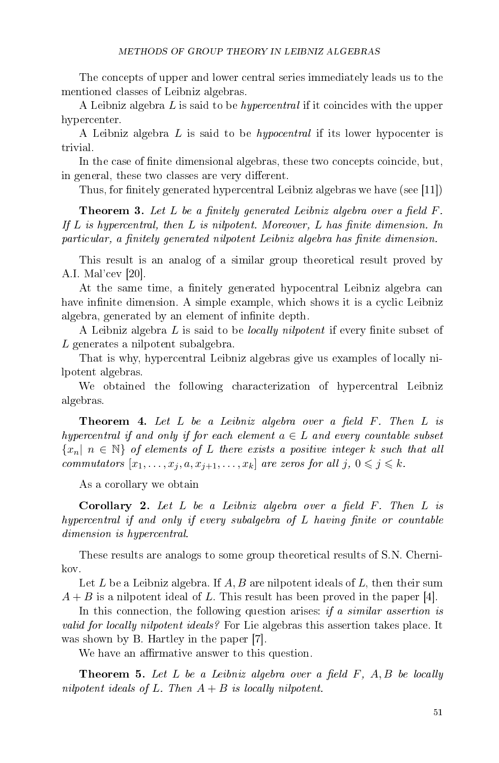The concepts of upper and lower central series immediately leads us to the mentioned classes of Leibniz algebras.

A Leibniz algebra $L$ is said to be *hypercentral* if it coincides with the upper hypercenter.

A Leibniz algebra $L$ is said to be *hypocentral* if its lower hypocenter is trivial.

In the case of finite dimensional algebras, these two concepts coincide, but, in general, these two classes are very different.

Thus, for finitely generated hypercentral Leibniz algebras we have (see [11])

**Theorem 3.** *Let $L$ be a finitely generated Leibniz algebra over a field $F$. If $L$ is hypercentral, then $L$ is nilpotent. Moreover, $L$ has finite dimension. In particular, a finitely generated nilpotent Leibniz algebra has finite dimension.*

This result is an analog of a similar group theoretical result proved by A.I. Mal'cev [20].

At the same time, a finitely generated hypocentral Leibniz algebra can have infinite dimension. A simple example, which shows it is a cyclic Leibniz algebra, generated by an element of infinite depth.

A Leibniz algebra $L$ is said to be *locally nilpotent* if every finite subset of $L$ generates a nilpotent subalgebra.

That is why, hypercentral Leibniz algebras give us examples of locally nilpotent algebras.

We obtained the following characterization of hypercentral Leibniz algebras.

**Theorem 4.** *Let $L$ be a Leibniz algebra over a field $F$. Then $L$ is hypercentral if and only if for each element $a \in L$ and every countable subset $\{x_n | \ n \in \mathbb{N}\}$ of elements of $L$ there exists a positive integer $k$ such that all commutators $[x_1, \dots, x_j, a, x_{j+1}, \dots, x_k]$ are zeros for all $j$, $0 \leqslant j \leqslant k$.*

As a corollary we obtain

**Corollary 2.** *Let $L$ be a Leibniz algebra over a field $F$. Then $L$ is hypercentral if and only if every subalgebra of $L$ having finite or countable dimension is hypercentral.*

These results are analogs to some group theoretical results of S.N. Chernikov.

Let $L$ be a Leibniz algebra. If $A, B$ are nilpotent ideals of $L$, then their sum $A + B$ is a nilpotent ideal of $L$. This result has been proved in the paper [4].

In this connection, the following question arises: *if a similar assertion is valid for locally nilpotent ideals?* For Lie algebras this assertion takes place. It was shown by B. Hartley in the paper [7].

We have an affirmative answer to this question.

**Theorem 5.** *Let $L$ be a Leibniz algebra over a field $F$, $A, B$ be locally nilpotent ideals of $L$. Then $A + B$ is locally nilpotent.*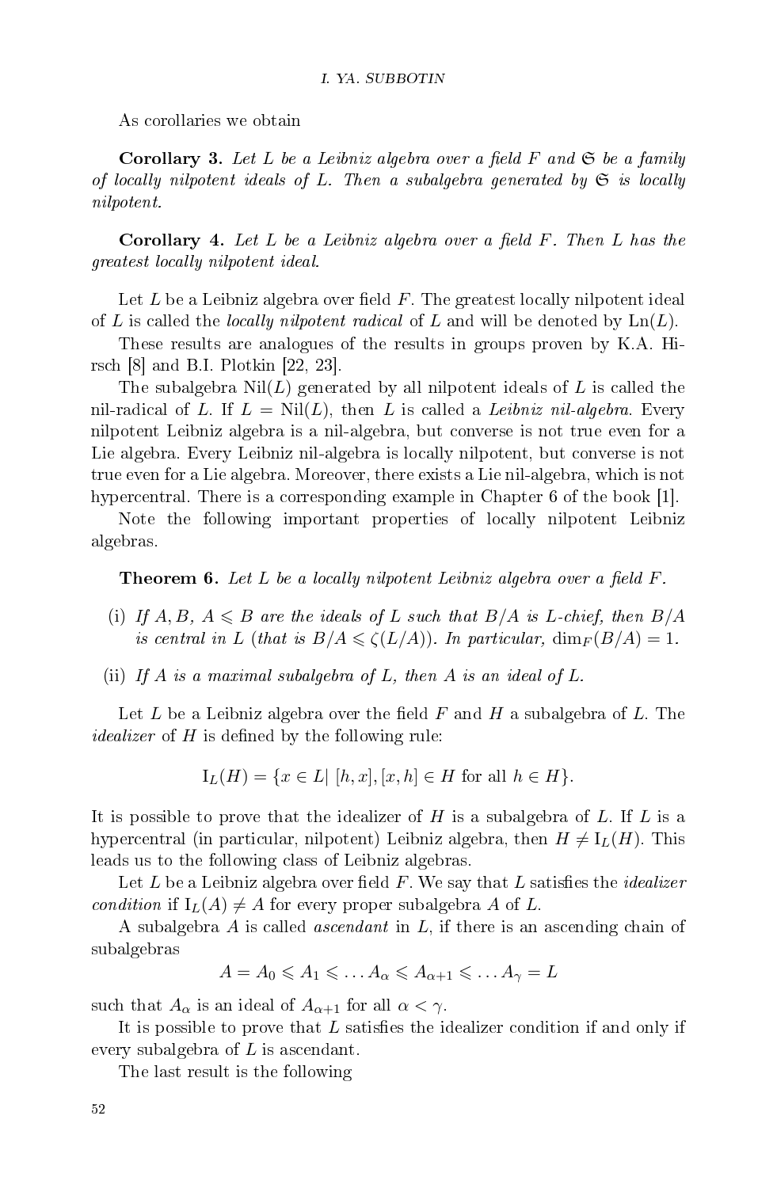As corollaries we obtain

**Corollary 3.** *Let $L$ be a Leibniz algebra over a field $F$ and $\mathfrak{S}$ be a family of locally nilpotent ideals of $L$. Then a subalgebra generated by $\mathfrak{S}$ is locally nilpotent.*

**Corollary 4.** *Let $L$ be a Leibniz algebra over a field $F$. Then $L$ has the greatest locally nilpotent ideal.*

Let $L$ be a Leibniz algebra over field $F$. The greatest locally nilpotent ideal of $L$ is called the *locally nilpotent radical* of $L$ and will be denoted by $\mathrm{Ln}(L)$.

These results are analogues of the results in groups proven by K.A. Hirsch [8] and B.I. Plotkin [22, 23].

The subalgebra $\mathrm{Nil}(L)$ generated by all nilpotent ideals of $L$ is called the nil-radical of $L$. If $L = \mathrm{Nil}(L)$, then $L$ is called a *Leibniz nil-algebra*. Every nilpotent Leibniz algebra is a nil-algebra, but converse is not true even for a Lie algebra. Every Leibniz nil-algebra is locally nilpotent, but converse is not true even for a Lie algebra. Moreover, there exists a Lie nil-algebra, which is not hypercentral. There is a corresponding example in Chapter 6 of the book [1].

Note the following important properties of locally nilpotent Leibniz algebras.

**Theorem 6.** *Let $L$ be a locally nilpotent Leibniz algebra over a field $F$.*

- (i) *If $A, B$, $A \leqslant B$ are the ideals of $L$ such that $B/A$ is $L$-chief, then $B/A$ is central in $L$ (that is $B/A \leqslant \zeta(L/A)$). In particular, $\dim_F(B/A) = 1$.*
- (ii) *If $A$ is a maximal subalgebra of $L$, then $A$ is an ideal of $L$.*

Let $L$ be a Leibniz algebra over the field $F$ and $H$ a subalgebra of $L$. The *idealizer* of $H$ is defined by the following rule:

$$\mathrm{I}_L(H) = \{x \in L \mid [h, x], [x, h] \in H \text{ for all } h \in H\}.$$

It is possible to prove that the idealizer of $H$ is a subalgebra of $L$. If $L$ is a hypercentral (in particular, nilpotent) Leibniz algebra, then $H \neq \mathrm{I}_L(H)$. This leads us to the following class of Leibniz algebras.

Let $L$ be a Leibniz algebra over field $F$. We say that $L$ satisfies the *idealizer condition* if $\mathrm{I}_L(A) \neq A$ for every proper subalgebra $A$ of $L$.

A subalgebra $A$ is called *ascendant* in $L$, if there is an ascending chain of subalgebras

$$A = A_0 \leqslant A_1 \leqslant \ldots A_\alpha \leqslant A_{\alpha+1} \leqslant \ldots A_\gamma = L$$

such that $A_\alpha$ is an ideal of $A_{\alpha+1}$ for all $\alpha < \gamma$.

It is possible to prove that $L$ satisfies the idealizer condition if and only if every subalgebra of $L$ is ascendant.

The last result is the following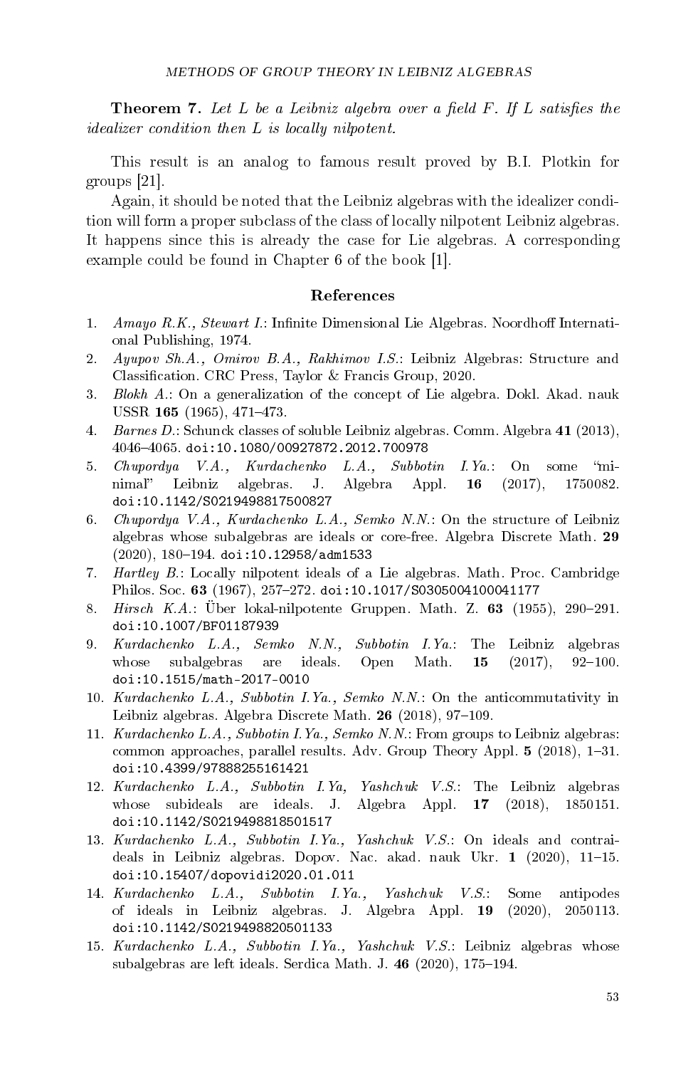**Theorem 7.** *Let $L$ be a Leibniz algebra over a field $F$. If $L$ satisfies the idealizer condition then $L$ is locally nilpotent.*

This result is an analog to famous result proved by B.I. Plotkin for groups [21].

Again, it should be noted that the Leibniz algebras with the idealizer condition will form a proper subclass of the class of locally nilpotent Leibniz algebras. It happens since this is already the case for Lie algebras. A corresponding example could be found in Chapter 6 of the book [1].

## References

1. *Amayo R.K., Stewart I.*: Infinite Dimensional Lie Algebras. Noordhoff International Publishing, 1974.
2. *Ayupov Sh.A., Omirov B.A., Rakhimov I.S.*: Leibniz Algebras: Structure and Classification. CRC Press, Taylor & Francis Group, 2020.
3. *Blokh A.*: On a generalization of the concept of Lie algebra. Dokl. Akad. nauk USSR **165** (1965), 471–473.
4. *Barnes D.*: Schunck classes of soluble Leibniz algebras. Comm. Algebra **41** (2013), 4046–4065. doi:10.1080/00927872.2012.700978
5. *Chupordya V.A., Kurdachenko L.A., Subbotin I.Ya.*: On some "minimal" Leibniz algebras. J. Algebra Appl. **16** (2017), 1750082. doi:10.1142/S0219498817500827
6. *Chupordya V.A., Kurdachenko L.A., Semko N.N.*: On the structure of Leibniz algebras whose subalgebras are ideals or core-free. Algebra Discrete Math. **29** (2020), 180–194. doi:10.12958/adm1533
7. *Hartley B.*: Locally nilpotent ideals of a Lie algebras. Math. Proc. Cambridge Philos. Soc. **63** (1967), 257–272. doi:10.1017/S0305004100041177
8. *Hirsch K.A.*: Über lokal-nilpotente Gruppen. Math. Z. **63** (1955), 290–291. doi:10.1007/BF01187939
9. *Kurdachenko L.A., Semko N.N., Subbotin I.Ya.*: The Leibniz algebras whose subalgebras are ideals. Open Math. **15** (2017), 92–100. doi:10.1515/math-2017-0010
10. *Kurdachenko L.A., Subbotin I.Ya., Semko N.N.*: On the anticommutativity in Leibniz algebras. Algebra Discrete Math. **26** (2018), 97–109.
11. *Kurdachenko L.A., Subbotin I.Ya., Semko N.N.*: From groups to Leibniz algebras: common approaches, parallel results. Adv. Group Theory Appl. **5** (2018), 1–31. doi:10.4399/97888255161421
12. *Kurdachenko L.A., Subbotin I.Ya, Yashchuk V.S.*: The Leibniz algebras whose subideals are ideals. J. Algebra Appl. **17** (2018), 1850151. doi:10.1142/S0219498818501517
13. *Kurdachenko L.A., Subbotin I.Ya., Yashchuk V.S.*: On ideals and contraideals in Leibniz algebras. Dopov. Nac. akad. nauk Ukr. **1** (2020), 11–15. doi:10.15407/dopovidi2020.01.011
14. *Kurdachenko L.A., Subbotin I.Ya., Yashchuk V.S.*: Some antipodes of ideals in Leibniz algebras. J. Algebra Appl. **19** (2020), 2050113. doi:10.1142/S0219498820501133
15. *Kurdachenko L.A., Subbotin I.Ya., Yashchuk V.S.*: Leibniz algebras whose subalgebras are left ideals. Serdica Math. J. **46** (2020), 175–194.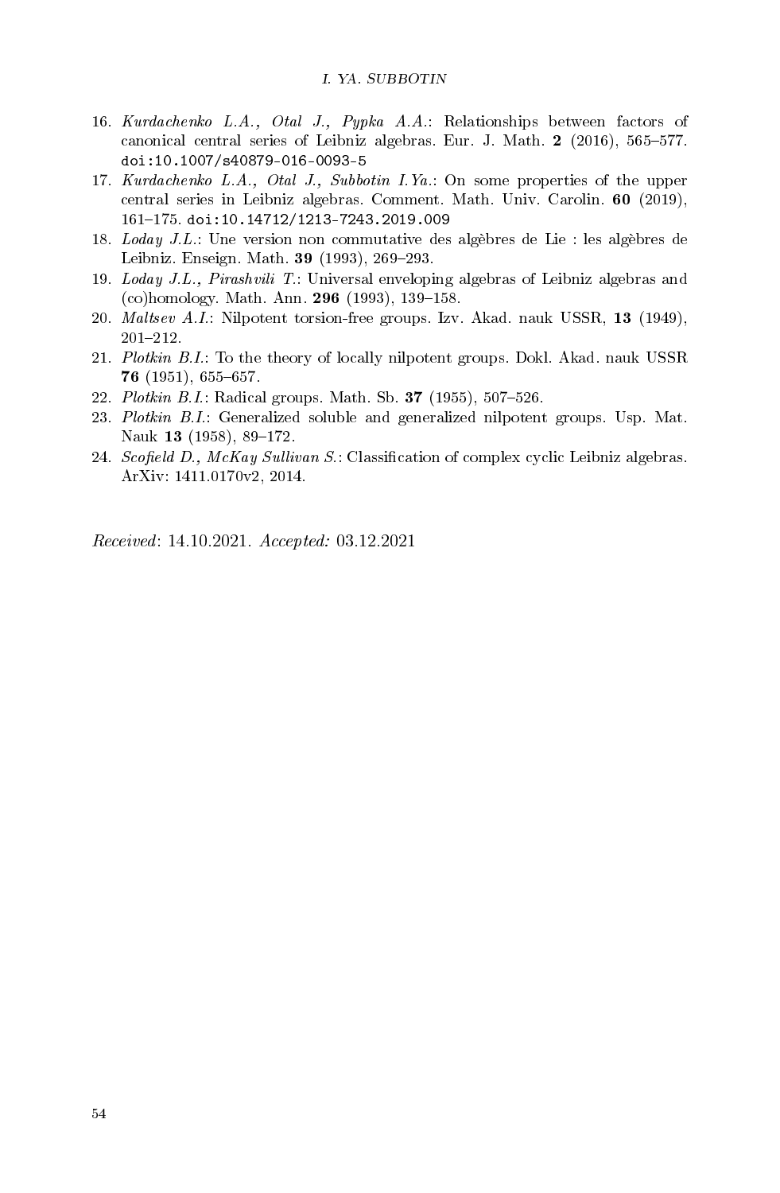16. *Kurdachenko L.A., Otal J., Pypka A.A.*: Relationships between factors of canonical central series of Leibniz algebras. Eur. J. Math. **2** (2016), 565–577. `doi:10.1007/s40879-016-0093-5`
17. *Kurdachenko L.A., Otal J., Subbotin I.Ya.*: On some properties of the upper central series in Leibniz algebras. Comment. Math. Univ. Carolin. **60** (2019), 161–175. `doi:10.14712/1213-7243.2019.009`
18. *Loday J.L.*: Une version non commutative des algèbres de Lie : les algèbres de Leibniz. Enseign. Math. **39** (1993), 269–293.
19. *Loday J.L., Pirashvili T.*: Universal enveloping algebras of Leibniz algebras and (co)homology. Math. Ann. **296** (1993), 139–158.
20. *Maltsev A.I.*: Nilpotent torsion-free groups. Izv. Akad. nauk USSR, **13** (1949), 201–212.
21. *Plotkin B.I.*: To the theory of locally nilpotent groups. Dokl. Akad. nauk USSR **76** (1951), 655–657.
22. *Plotkin B.I.*: Radical groups. Math. Sb. **37** (1955), 507–526.
23. *Plotkin B.I.*: Generalized soluble and generalized nilpotent groups. Usp. Mat. Nauk **13** (1958), 89–172.
24. *Scofield D., McKay Sullivan S.*: Classification of complex cyclic Leibniz algebras. ArXiv: 1411.0170v2, 2014.

*Received*: 14.10.2021. *Accepted:* 03.12.2021